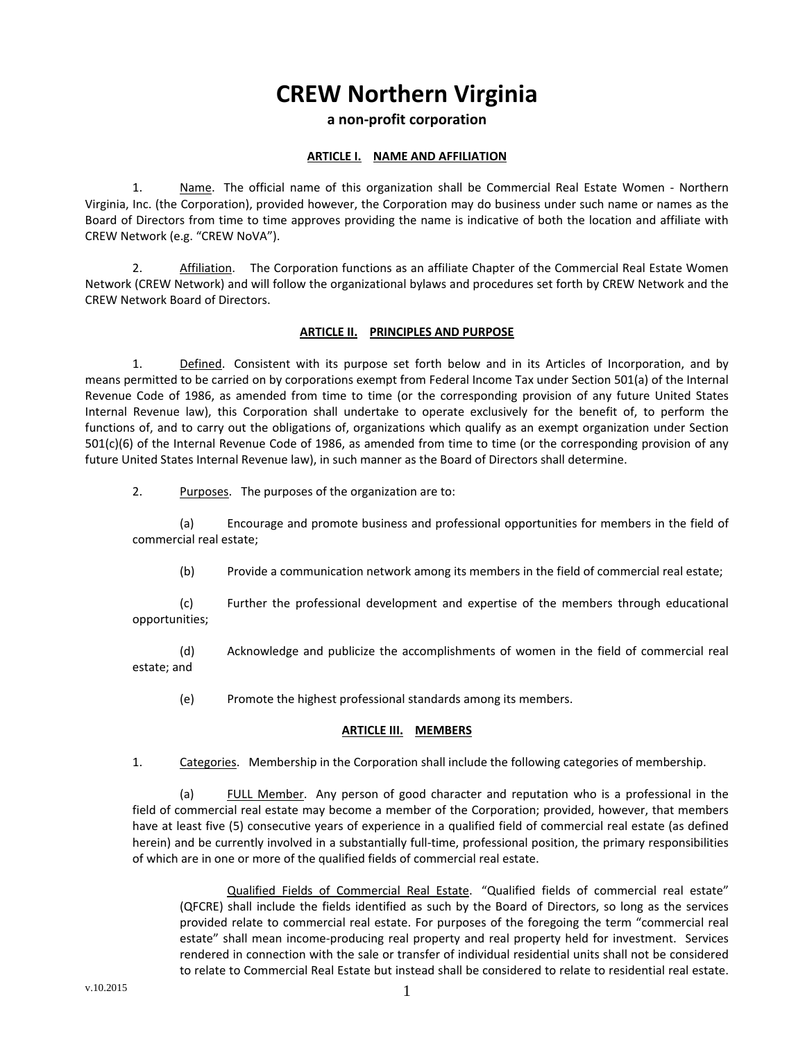# CREW Northern Virginia

**a non-profit corporation**

## ARTICLE I. NAME AND AFFILIATION

1. Name. The official name of this organization shall be Commercial Real Estate Women - Northern Virginia, Inc. (the Corporation), provided however, the Corporation may do business under such name or names as the Board of Directors from time to time approves providing the name is indicative of both the location and affiliate with CREW Network (e.g. "CREW NoVA").

2. Affiliation. The Corporation functions as an affiliate Chapter of the Commercial Real Estate Women Network (CREW Network) and will follow the organizational bylaws and procedures set forth by CREW Network and the CREW Network Board of Directors.

## ARTICLE II. PRINCIPLES AND PURPOSE

1. Defined. Consistent with its purpose set forth below and in its Articles of Incorporation, and by means permitted to be carried on by corporations exempt from Federal Income Tax under Section 501(a) of the Internal Revenue Code of 1986, as amended from time to time (or the corresponding provision of any future United States Internal Revenue law), this Corporation shall undertake to operate exclusively for the benefit of, to perform the functions of, and to carry out the obligations of, organizations which qualify as an exempt organization under Section 501(c)(6) of the Internal Revenue Code of 1986, as amended from time to time (or the corresponding provision of any future United States Internal Revenue law), in such manner as the Board of Directors shall determine.

2. Purposes. The purposes of the organization are to:

   (a) Encourage and promote business and professional opportunities for members in the field of commercial real estate;

   (b) Provide a communication network among its members in the field of commercial real estate;

   (c) Further the professional development and expertise of the members through educational opportunities;

   (d) Acknowledge and publicize the accomplishments of women in the field of commercial real estate; and

   (e) Promote the highest professional standards among its members.

## ARTICLE III. MEMBERS

1. Categories. Membership in the Corporation shall include the following categories of membership.

   (a) FULL Member. Any person of good character and reputation who is a professional in the field of commercial real estate may become a member of the Corporation; provided, however, that members have at least five (5) consecutive years of experience in a qualified field of commercial real estate (as defined herein) and be currently involved in a substantially full-time, professional position, the primary responsibilities of which are in one or more of the qualified fields of commercial real estate.

   Qualified Fields of Commercial Real Estate. "Qualified fields of commercial real estate" (QFCRE) shall include the fields identified as such by the Board of Directors, so long as the services provided relate to commercial real estate. For purposes of the foregoing the term "commercial real estate" shall mean income-producing real property and real property held for investment. Services rendered in connection with the sale or transfer of individual residential units shall not be considered to relate to Commercial Real Estate but instead shall be considered to relate to residential real estate.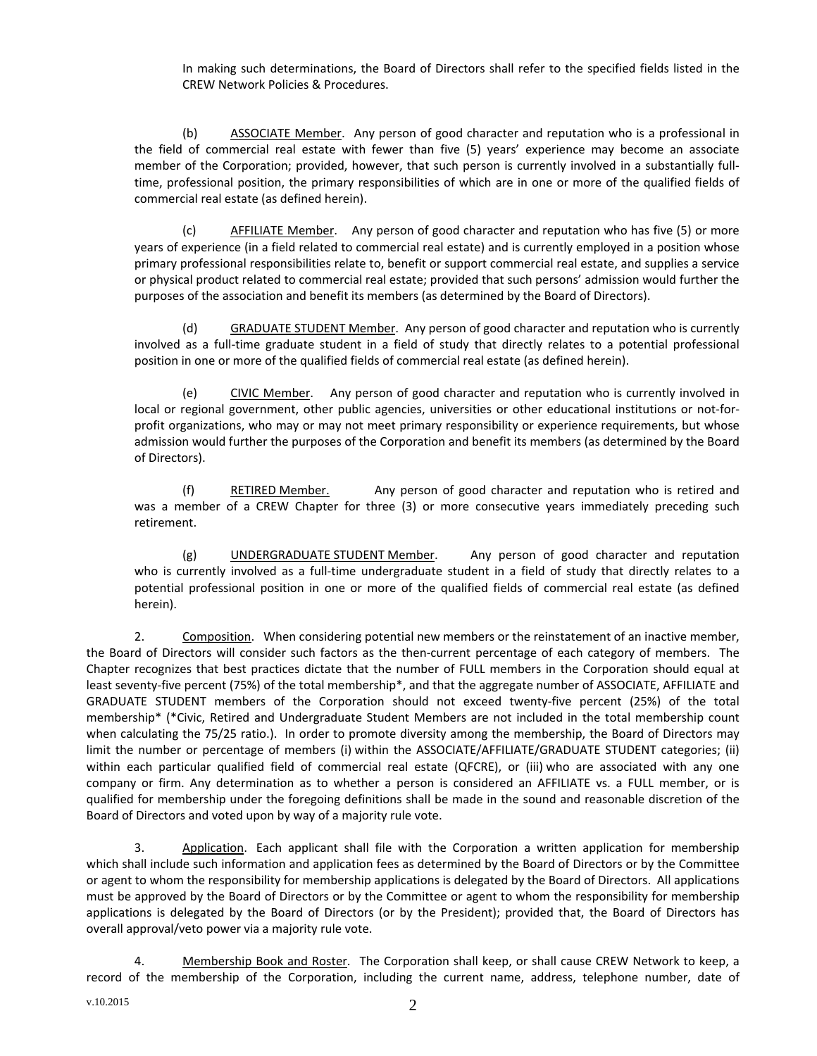In making such determinations, the Board of Directors shall refer to the specified fields listed in the CREW Network Policies & Procedures.

(b) ASSOCIATE Member. Any person of good character and reputation who is a professional in the field of commercial real estate with fewer than five (5) years' experience may become an associate member of the Corporation; provided, however, that such person is currently involved in a substantially full-time, professional position, the primary responsibilities of which are in one or more of the qualified fields of commercial real estate (as defined herein).

(c) AFFILIATE Member. Any person of good character and reputation who has five (5) or more years of experience (in a field related to commercial real estate) and is currently employed in a position whose primary professional responsibilities relate to, benefit or support commercial real estate, and supplies a service or physical product related to commercial real estate; provided that such persons' admission would further the purposes of the association and benefit its members (as determined by the Board of Directors).

(d) GRADUATE STUDENT Member. Any person of good character and reputation who is currently involved as a full-time graduate student in a field of study that directly relates to a potential professional position in one or more of the qualified fields of commercial real estate (as defined herein).

(e) CIVIC Member. Any person of good character and reputation who is currently involved in local or regional government, other public agencies, universities or other educational institutions or not-for-profit organizations, who may or may not meet primary responsibility or experience requirements, but whose admission would further the purposes of the Corporation and benefit its members (as determined by the Board of Directors).

(f) RETIRED Member. Any person of good character and reputation who is retired and was a member of a CREW Chapter for three (3) or more consecutive years immediately preceding such retirement.

(g) UNDERGRADUATE STUDENT Member. Any person of good character and reputation who is currently involved as a full-time undergraduate student in a field of study that directly relates to a potential professional position in one or more of the qualified fields of commercial real estate (as defined herein).

2. Composition. When considering potential new members or the reinstatement of an inactive member, the Board of Directors will consider such factors as the then-current percentage of each category of members. The Chapter recognizes that best practices dictate that the number of FULL members in the Corporation should equal at least seventy-five percent (75%) of the total membership*, and that the aggregate number of ASSOCIATE, AFFILIATE and GRADUATE STUDENT members of the Corporation should not exceed twenty-five percent (25%) of the total membership* (*Civic, Retired and Undergraduate Student Members are not included in the total membership count when calculating the 75/25 ratio.). In order to promote diversity among the membership, the Board of Directors may limit the number or percentage of members (i) within the ASSOCIATE/AFFILIATE/GRADUATE STUDENT categories; (ii) within each particular qualified field of commercial real estate (QFCRE), or (iii) who are associated with any one company or firm. Any determination as to whether a person is considered an AFFILIATE vs. a FULL member, or is qualified for membership under the foregoing definitions shall be made in the sound and reasonable discretion of the Board of Directors and voted upon by way of a majority rule vote.

3. Application. Each applicant shall file with the Corporation a written application for membership which shall include such information and application fees as determined by the Board of Directors or by the Committee or agent to whom the responsibility for membership applications is delegated by the Board of Directors. All applications must be approved by the Board of Directors or by the Committee or agent to whom the responsibility for membership applications is delegated by the Board of Directors (or by the President); provided that, the Board of Directors has overall approval/veto power via a majority rule vote.

4. Membership Book and Roster. The Corporation shall keep, or shall cause CREW Network to keep, a record of the membership of the Corporation, including the current name, address, telephone number, date of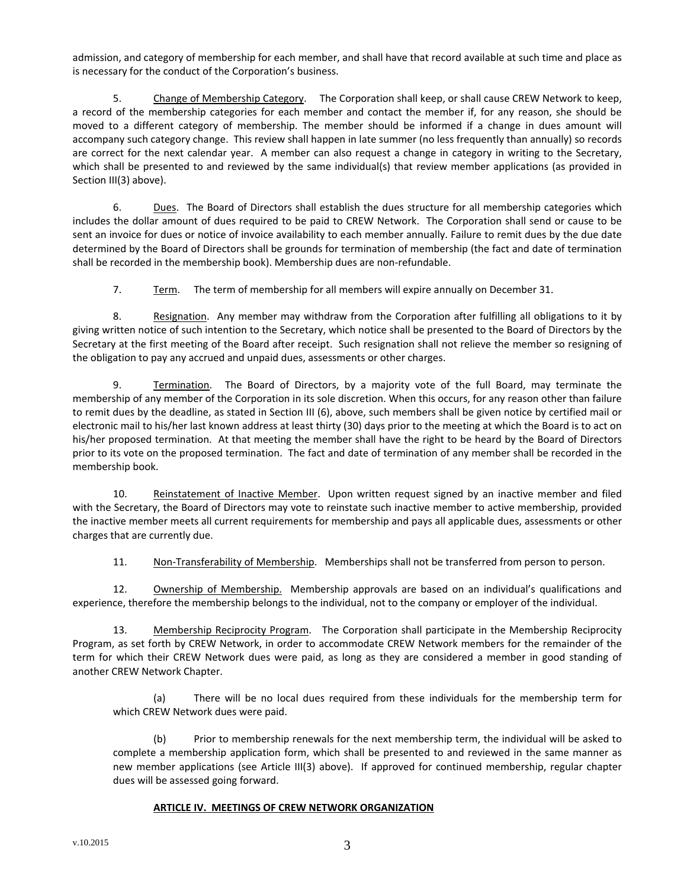admission, and category of membership for each member, and shall have that record available at such time and place as is necessary for the conduct of the Corporation's business.

5. Change of Membership Category. The Corporation shall keep, or shall cause CREW Network to keep, a record of the membership categories for each member and contact the member if, for any reason, she should be moved to a different category of membership. The member should be informed if a change in dues amount will accompany such category change. This review shall happen in late summer (no less frequently than annually) so records are correct for the next calendar year. A member can also request a change in category in writing to the Secretary, which shall be presented to and reviewed by the same individual(s) that review member applications (as provided in Section III(3) above).

6. Dues. The Board of Directors shall establish the dues structure for all membership categories which includes the dollar amount of dues required to be paid to CREW Network. The Corporation shall send or cause to be sent an invoice for dues or notice of invoice availability to each member annually. Failure to remit dues by the due date determined by the Board of Directors shall be grounds for termination of membership (the fact and date of termination shall be recorded in the membership book). Membership dues are non-refundable.

7. Term. The term of membership for all members will expire annually on December 31.

8. Resignation. Any member may withdraw from the Corporation after fulfilling all obligations to it by giving written notice of such intention to the Secretary, which notice shall be presented to the Board of Directors by the Secretary at the first meeting of the Board after receipt. Such resignation shall not relieve the member so resigning of the obligation to pay any accrued and unpaid dues, assessments or other charges.

9. Termination. The Board of Directors, by a majority vote of the full Board, may terminate the membership of any member of the Corporation in its sole discretion. When this occurs, for any reason other than failure to remit dues by the deadline, as stated in Section III (6), above, such members shall be given notice by certified mail or electronic mail to his/her last known address at least thirty (30) days prior to the meeting at which the Board is to act on his/her proposed termination. At that meeting the member shall have the right to be heard by the Board of Directors prior to its vote on the proposed termination. The fact and date of termination of any member shall be recorded in the membership book.

10. Reinstatement of Inactive Member. Upon written request signed by an inactive member and filed with the Secretary, the Board of Directors may vote to reinstate such inactive member to active membership, provided the inactive member meets all current requirements for membership and pays all applicable dues, assessments or other charges that are currently due.

11. Non-Transferability of Membership. Memberships shall not be transferred from person to person.

12. Ownership of Membership. Membership approvals are based on an individual's qualifications and experience, therefore the membership belongs to the individual, not to the company or employer of the individual.

13. Membership Reciprocity Program. The Corporation shall participate in the Membership Reciprocity Program, as set forth by CREW Network, in order to accommodate CREW Network members for the remainder of the term for which their CREW Network dues were paid, as long as they are considered a member in good standing of another CREW Network Chapter.

(a) There will be no local dues required from these individuals for the membership term for which CREW Network dues were paid.

(b) Prior to membership renewals for the next membership term, the individual will be asked to complete a membership application form, which shall be presented to and reviewed in the same manner as new member applications (see Article III(3) above). If approved for continued membership, regular chapter dues will be assessed going forward.

## ARTICLE IV. MEETINGS OF CREW NETWORK ORGANIZATION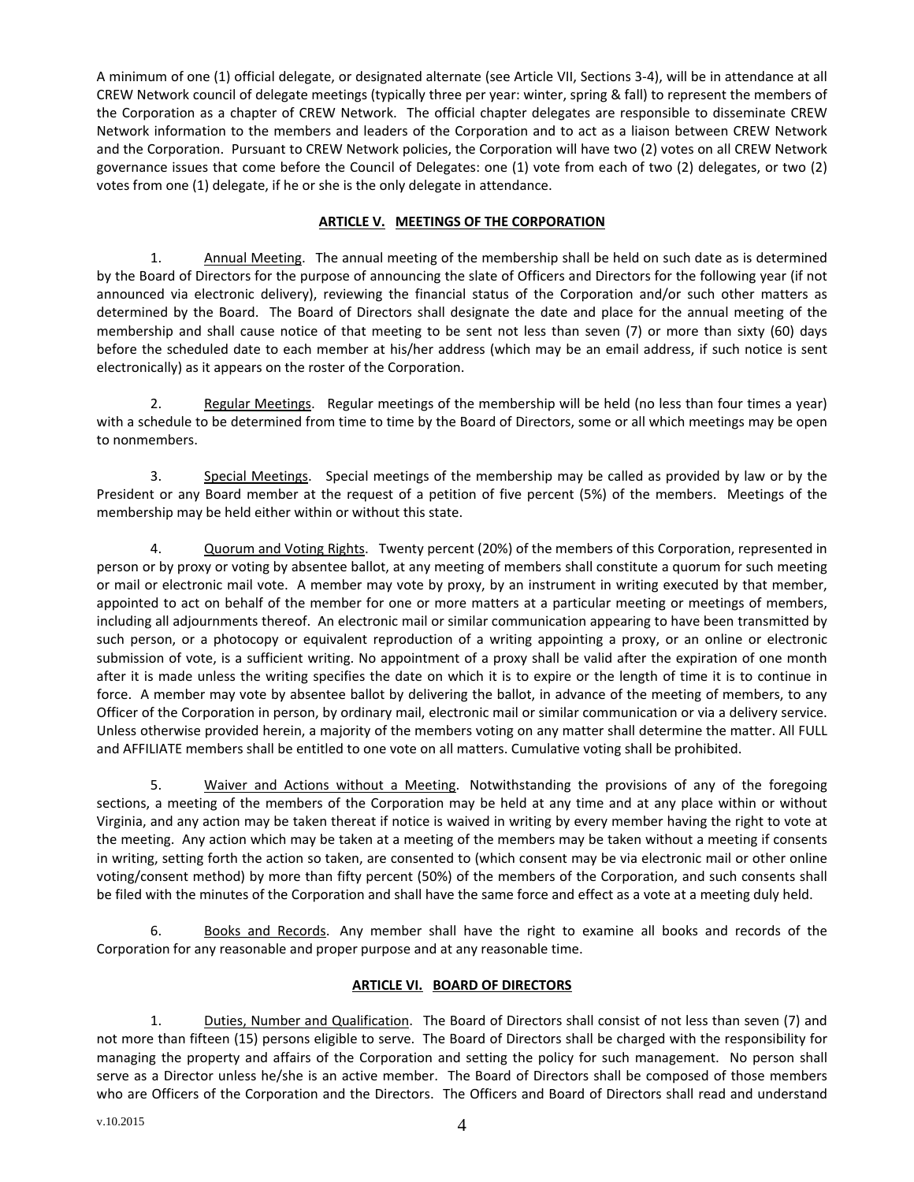A minimum of one (1) official delegate, or designated alternate (see Article VII, Sections 3-4), will be in attendance at all CREW Network council of delegate meetings (typically three per year: winter, spring & fall) to represent the members of the Corporation as a chapter of CREW Network. The official chapter delegates are responsible to disseminate CREW Network information to the members and leaders of the Corporation and to act as a liaison between CREW Network and the Corporation. Pursuant to CREW Network policies, the Corporation will have two (2) votes on all CREW Network governance issues that come before the Council of Delegates: one (1) vote from each of two (2) delegates, or two (2) votes from one (1) delegate, if he or she is the only delegate in attendance.

## ARTICLE V. MEETINGS OF THE CORPORATION

1. Annual Meeting. The annual meeting of the membership shall be held on such date as is determined by the Board of Directors for the purpose of announcing the slate of Officers and Directors for the following year (if not announced via electronic delivery), reviewing the financial status of the Corporation and/or such other matters as determined by the Board. The Board of Directors shall designate the date and place for the annual meeting of the membership and shall cause notice of that meeting to be sent not less than seven (7) or more than sixty (60) days before the scheduled date to each member at his/her address (which may be an email address, if such notice is sent electronically) as it appears on the roster of the Corporation.

2. Regular Meetings. Regular meetings of the membership will be held (no less than four times a year) with a schedule to be determined from time to time by the Board of Directors, some or all which meetings may be open to nonmembers.

3. Special Meetings. Special meetings of the membership may be called as provided by law or by the President or any Board member at the request of a petition of five percent (5%) of the members. Meetings of the membership may be held either within or without this state.

4. Quorum and Voting Rights. Twenty percent (20%) of the members of this Corporation, represented in person or by proxy or voting by absentee ballot, at any meeting of members shall constitute a quorum for such meeting or mail or electronic mail vote. A member may vote by proxy, by an instrument in writing executed by that member, appointed to act on behalf of the member for one or more matters at a particular meeting or meetings of members, including all adjournments thereof. An electronic mail or similar communication appearing to have been transmitted by such person, or a photocopy or equivalent reproduction of a writing appointing a proxy, or an online or electronic submission of vote, is a sufficient writing. No appointment of a proxy shall be valid after the expiration of one month after it is made unless the writing specifies the date on which it is to expire or the length of time it is to continue in force. A member may vote by absentee ballot by delivering the ballot, in advance of the meeting of members, to any Officer of the Corporation in person, by ordinary mail, electronic mail or similar communication or via a delivery service. Unless otherwise provided herein, a majority of the members voting on any matter shall determine the matter. All FULL and AFFILIATE members shall be entitled to one vote on all matters. Cumulative voting shall be prohibited.

5. Waiver and Actions without a Meeting. Notwithstanding the provisions of any of the foregoing sections, a meeting of the members of the Corporation may be held at any time and at any place within or without Virginia, and any action may be taken thereat if notice is waived in writing by every member having the right to vote at the meeting. Any action which may be taken at a meeting of the members may be taken without a meeting if consents in writing, setting forth the action so taken, are consented to (which consent may be via electronic mail or other online voting/consent method) by more than fifty percent (50%) of the members of the Corporation, and such consents shall be filed with the minutes of the Corporation and shall have the same force and effect as a vote at a meeting duly held.

6. Books and Records. Any member shall have the right to examine all books and records of the Corporation for any reasonable and proper purpose and at any reasonable time.

## ARTICLE VI. BOARD OF DIRECTORS

1. Duties, Number and Qualification. The Board of Directors shall consist of not less than seven (7) and not more than fifteen (15) persons eligible to serve. The Board of Directors shall be charged with the responsibility for managing the property and affairs of the Corporation and setting the policy for such management. No person shall serve as a Director unless he/she is an active member. The Board of Directors shall be composed of those members who are Officers of the Corporation and the Directors. The Officers and Board of Directors shall read and understand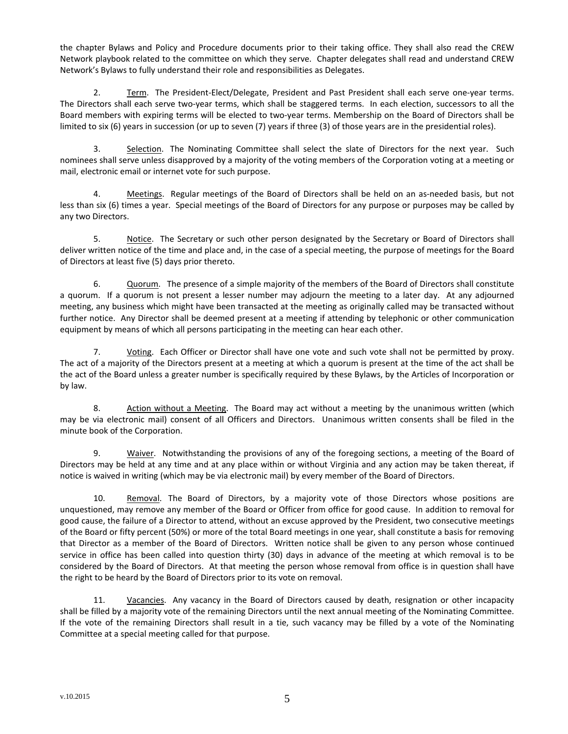the chapter Bylaws and Policy and Procedure documents prior to their taking office. They shall also read the CREW Network playbook related to the committee on which they serve. Chapter delegates shall read and understand CREW Network's Bylaws to fully understand their role and responsibilities as Delegates.

2. Term. The President-Elect/Delegate, President and Past President shall each serve one-year terms. The Directors shall each serve two-year terms, which shall be staggered terms. In each election, successors to all the Board members with expiring terms will be elected to two-year terms. Membership on the Board of Directors shall be limited to six (6) years in succession (or up to seven (7) years if three (3) of those years are in the presidential roles).

3. Selection. The Nominating Committee shall select the slate of Directors for the next year. Such nominees shall serve unless disapproved by a majority of the voting members of the Corporation voting at a meeting or mail, electronic email or internet vote for such purpose.

4. Meetings. Regular meetings of the Board of Directors shall be held on an as-needed basis, but not less than six (6) times a year. Special meetings of the Board of Directors for any purpose or purposes may be called by any two Directors.

5. Notice. The Secretary or such other person designated by the Secretary or Board of Directors shall deliver written notice of the time and place and, in the case of a special meeting, the purpose of meetings for the Board of Directors at least five (5) days prior thereto.

6. Quorum. The presence of a simple majority of the members of the Board of Directors shall constitute a quorum. If a quorum is not present a lesser number may adjourn the meeting to a later day. At any adjourned meeting, any business which might have been transacted at the meeting as originally called may be transacted without further notice. Any Director shall be deemed present at a meeting if attending by telephonic or other communication equipment by means of which all persons participating in the meeting can hear each other.

7. Voting. Each Officer or Director shall have one vote and such vote shall not be permitted by proxy. The act of a majority of the Directors present at a meeting at which a quorum is present at the time of the act shall be the act of the Board unless a greater number is specifically required by these Bylaws, by the Articles of Incorporation or by law.

8. Action without a Meeting. The Board may act without a meeting by the unanimous written (which may be via electronic mail) consent of all Officers and Directors. Unanimous written consents shall be filed in the minute book of the Corporation.

9. Waiver. Notwithstanding the provisions of any of the foregoing sections, a meeting of the Board of Directors may be held at any time and at any place within or without Virginia and any action may be taken thereat, if notice is waived in writing (which may be via electronic mail) by every member of the Board of Directors.

10. Removal. The Board of Directors, by a majority vote of those Directors whose positions are unquestioned, may remove any member of the Board or Officer from office for good cause. In addition to removal for good cause, the failure of a Director to attend, without an excuse approved by the President, two consecutive meetings of the Board or fifty percent (50%) or more of the total Board meetings in one year, shall constitute a basis for removing that Director as a member of the Board of Directors. Written notice shall be given to any person whose continued service in office has been called into question thirty (30) days in advance of the meeting at which removal is to be considered by the Board of Directors. At that meeting the person whose removal from office is in question shall have the right to be heard by the Board of Directors prior to its vote on removal.

11. Vacancies. Any vacancy in the Board of Directors caused by death, resignation or other incapacity shall be filled by a majority vote of the remaining Directors until the next annual meeting of the Nominating Committee. If the vote of the remaining Directors shall result in a tie, such vacancy may be filled by a vote of the Nominating Committee at a special meeting called for that purpose.

v.10.2015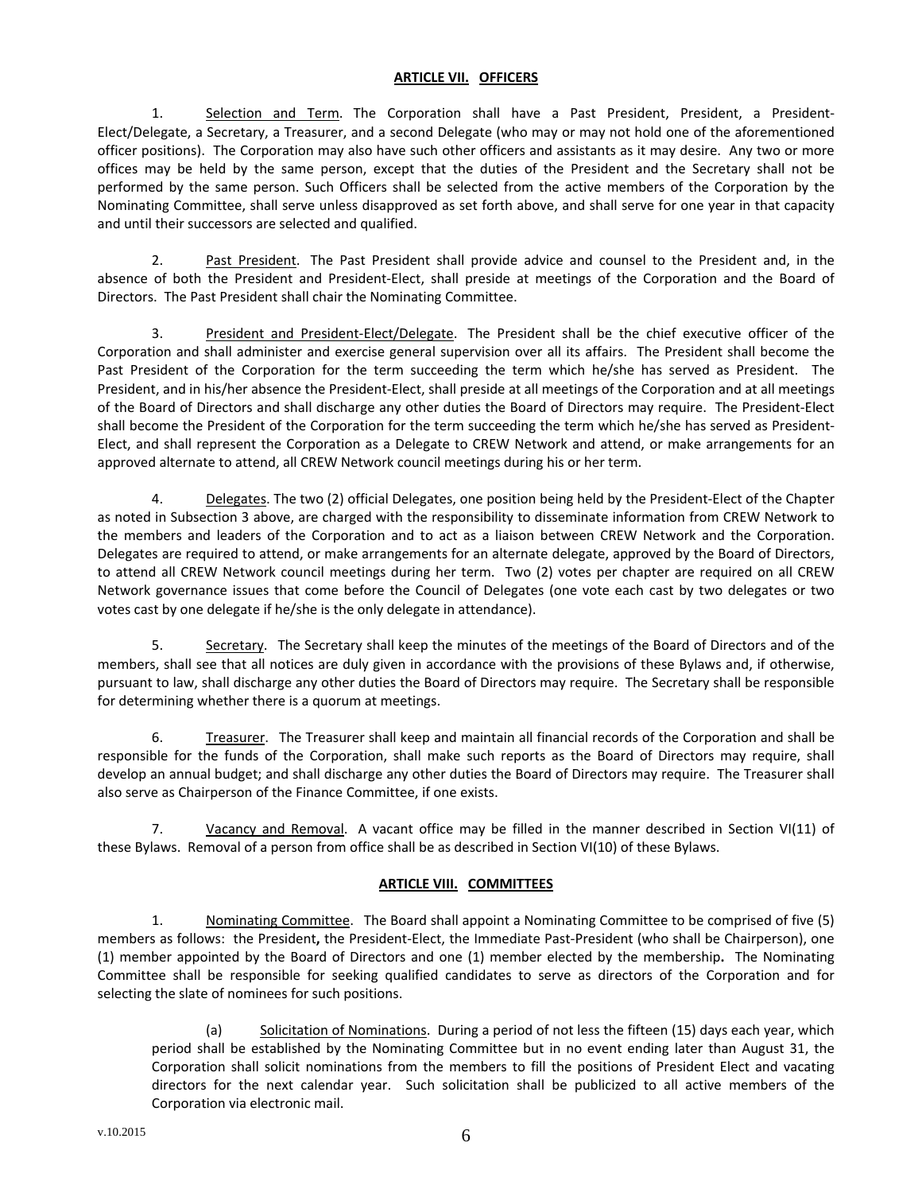## ARTICLE VII. OFFICERS

1. Selection and Term. The Corporation shall have a Past President, President, a President-Elect/Delegate, a Secretary, a Treasurer, and a second Delegate (who may or may not hold one of the aforementioned officer positions). The Corporation may also have such other officers and assistants as it may desire. Any two or more offices may be held by the same person, except that the duties of the President and the Secretary shall not be performed by the same person. Such Officers shall be selected from the active members of the Corporation by the Nominating Committee, shall serve unless disapproved as set forth above, and shall serve for one year in that capacity and until their successors are selected and qualified.

2. Past President. The Past President shall provide advice and counsel to the President and, in the absence of both the President and President-Elect, shall preside at meetings of the Corporation and the Board of Directors. The Past President shall chair the Nominating Committee.

3. President and President-Elect/Delegate. The President shall be the chief executive officer of the Corporation and shall administer and exercise general supervision over all its affairs. The President shall become the Past President of the Corporation for the term succeeding the term which he/she has served as President. The President, and in his/her absence the President-Elect, shall preside at all meetings of the Corporation and at all meetings of the Board of Directors and shall discharge any other duties the Board of Directors may require. The President-Elect shall become the President of the Corporation for the term succeeding the term which he/she has served as President-Elect, and shall represent the Corporation as a Delegate to CREW Network and attend, or make arrangements for an approved alternate to attend, all CREW Network council meetings during his or her term.

4. Delegates. The two (2) official Delegates, one position being held by the President-Elect of the Chapter as noted in Subsection 3 above, are charged with the responsibility to disseminate information from CREW Network to the members and leaders of the Corporation and to act as a liaison between CREW Network and the Corporation. Delegates are required to attend, or make arrangements for an alternate delegate, approved by the Board of Directors, to attend all CREW Network council meetings during her term. Two (2) votes per chapter are required on all CREW Network governance issues that come before the Council of Delegates (one vote each cast by two delegates or two votes cast by one delegate if he/she is the only delegate in attendance).

5. Secretary. The Secretary shall keep the minutes of the meetings of the Board of Directors and of the members, shall see that all notices are duly given in accordance with the provisions of these Bylaws and, if otherwise, pursuant to law, shall discharge any other duties the Board of Directors may require. The Secretary shall be responsible for determining whether there is a quorum at meetings.

6. Treasurer. The Treasurer shall keep and maintain all financial records of the Corporation and shall be responsible for the funds of the Corporation, shall make such reports as the Board of Directors may require, shall develop an annual budget; and shall discharge any other duties the Board of Directors may require. The Treasurer shall also serve as Chairperson of the Finance Committee, if one exists.

7. Vacancy and Removal. A vacant office may be filled in the manner described in Section VI(11) of these Bylaws. Removal of a person from office shall be as described in Section VI(10) of these Bylaws.

## ARTICLE VIII. COMMITTEES

1. Nominating Committee. The Board shall appoint a Nominating Committee to be comprised of five (5) members as follows: the President**,** the President-Elect, the Immediate Past-President (who shall be Chairperson), one (1) member appointed by the Board of Directors and one (1) member elected by the membership**.** The Nominating Committee shall be responsible for seeking qualified candidates to serve as directors of the Corporation and for selecting the slate of nominees for such positions.

(a) Solicitation of Nominations. During a period of not less the fifteen (15) days each year, which period shall be established by the Nominating Committee but in no event ending later than August 31, the Corporation shall solicit nominations from the members to fill the positions of President Elect and vacating directors for the next calendar year. Such solicitation shall be publicized to all active members of the Corporation via electronic mail.

v.10.2015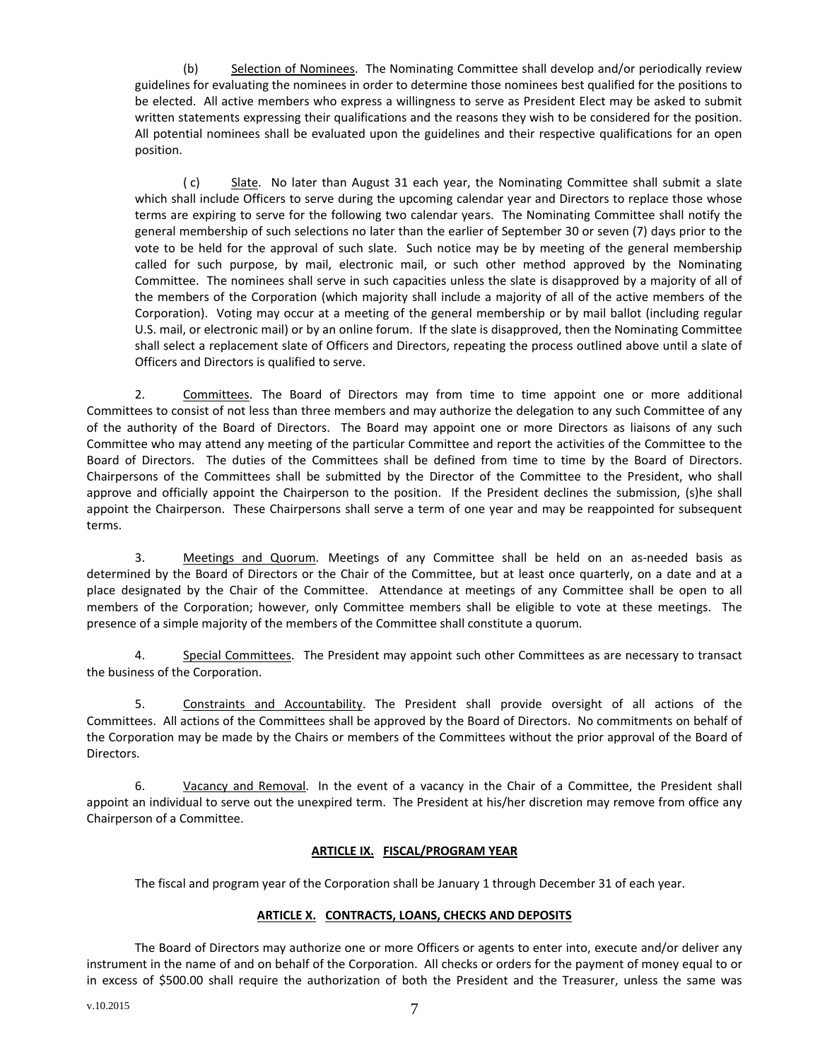(b) Selection of Nominees. The Nominating Committee shall develop and/or periodically review guidelines for evaluating the nominees in order to determine those nominees best qualified for the positions to be elected. All active members who express a willingness to serve as President Elect may be asked to submit written statements expressing their qualifications and the reasons they wish to be considered for the position. All potential nominees shall be evaluated upon the guidelines and their respective qualifications for an open position.

( c) Slate. No later than August 31 each year, the Nominating Committee shall submit a slate which shall include Officers to serve during the upcoming calendar year and Directors to replace those whose terms are expiring to serve for the following two calendar years. The Nominating Committee shall notify the general membership of such selections no later than the earlier of September 30 or seven (7) days prior to the vote to be held for the approval of such slate. Such notice may be by meeting of the general membership called for such purpose, by mail, electronic mail, or such other method approved by the Nominating Committee. The nominees shall serve in such capacities unless the slate is disapproved by a majority of all of the members of the Corporation (which majority shall include a majority of all of the active members of the Corporation). Voting may occur at a meeting of the general membership or by mail ballot (including regular U.S. mail, or electronic mail) or by an online forum. If the slate is disapproved, then the Nominating Committee shall select a replacement slate of Officers and Directors, repeating the process outlined above until a slate of Officers and Directors is qualified to serve.

2. Committees. The Board of Directors may from time to time appoint one or more additional Committees to consist of not less than three members and may authorize the delegation to any such Committee of any of the authority of the Board of Directors. The Board may appoint one or more Directors as liaisons of any such Committee who may attend any meeting of the particular Committee and report the activities of the Committee to the Board of Directors. The duties of the Committees shall be defined from time to time by the Board of Directors. Chairpersons of the Committees shall be submitted by the Director of the Committee to the President, who shall approve and officially appoint the Chairperson to the position. If the President declines the submission, (s)he shall appoint the Chairperson. These Chairpersons shall serve a term of one year and may be reappointed for subsequent terms.

3. Meetings and Quorum. Meetings of any Committee shall be held on an as-needed basis as determined by the Board of Directors or the Chair of the Committee, but at least once quarterly, on a date and at a place designated by the Chair of the Committee. Attendance at meetings of any Committee shall be open to all members of the Corporation; however, only Committee members shall be eligible to vote at these meetings. The presence of a simple majority of the members of the Committee shall constitute a quorum.

4. Special Committees. The President may appoint such other Committees as are necessary to transact the business of the Corporation.

5. Constraints and Accountability. The President shall provide oversight of all actions of the Committees. All actions of the Committees shall be approved by the Board of Directors. No commitments on behalf of the Corporation may be made by the Chairs or members of the Committees without the prior approval of the Board of Directors.

6. Vacancy and Removal. In the event of a vacancy in the Chair of a Committee, the President shall appoint an individual to serve out the unexpired term. The President at his/her discretion may remove from office any Chairperson of a Committee.

## ARTICLE IX. FISCAL/PROGRAM YEAR

The fiscal and program year of the Corporation shall be January 1 through December 31 of each year.

## ARTICLE X. CONTRACTS, LOANS, CHECKS AND DEPOSITS

The Board of Directors may authorize one or more Officers or agents to enter into, execute and/or deliver any instrument in the name of and on behalf of the Corporation. All checks or orders for the payment of money equal to or in excess of $500.00 shall require the authorization of both the President and the Treasurer, unless the same was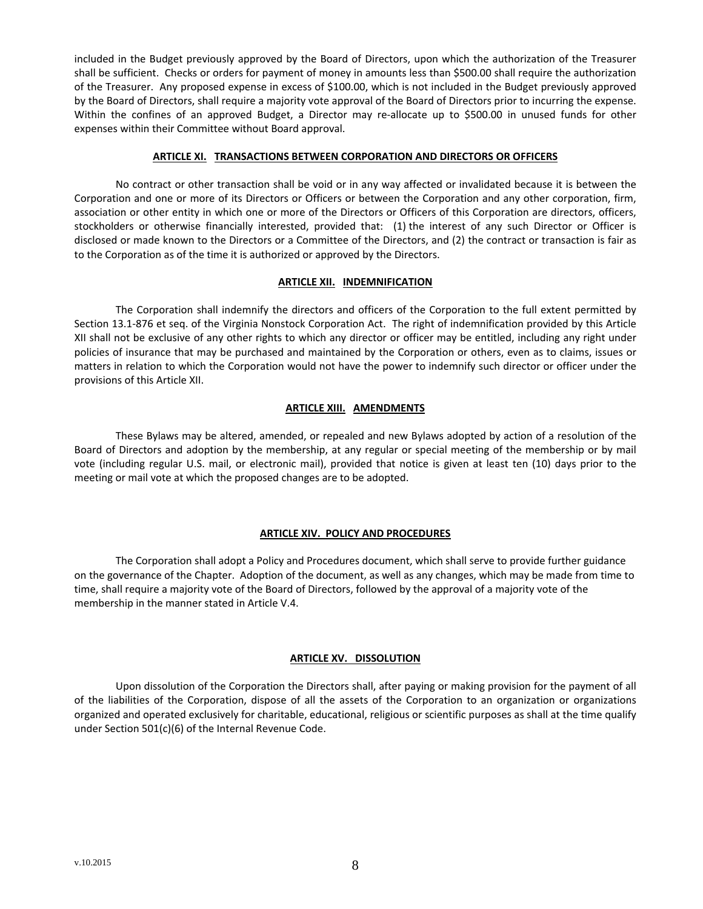included in the Budget previously approved by the Board of Directors, upon which the authorization of the Treasurer shall be sufficient. Checks or orders for payment of money in amounts less than $500.00 shall require the authorization of the Treasurer. Any proposed expense in excess of $100.00, which is not included in the Budget previously approved by the Board of Directors, shall require a majority vote approval of the Board of Directors prior to incurring the expense. Within the confines of an approved Budget, a Director may re-allocate up to $500.00 in unused funds for other expenses within their Committee without Board approval.

## ARTICLE XI. TRANSACTIONS BETWEEN CORPORATION AND DIRECTORS OR OFFICERS

No contract or other transaction shall be void or in any way affected or invalidated because it is between the Corporation and one or more of its Directors or Officers or between the Corporation and any other corporation, firm, association or other entity in which one or more of the Directors or Officers of this Corporation are directors, officers, stockholders or otherwise financially interested, provided that: (1) the interest of any such Director or Officer is disclosed or made known to the Directors or a Committee of the Directors, and (2) the contract or transaction is fair as to the Corporation as of the time it is authorized or approved by the Directors.

## ARTICLE XII. INDEMNIFICATION

The Corporation shall indemnify the directors and officers of the Corporation to the full extent permitted by Section 13.1-876 et seq. of the Virginia Nonstock Corporation Act. The right of indemnification provided by this Article XII shall not be exclusive of any other rights to which any director or officer may be entitled, including any right under policies of insurance that may be purchased and maintained by the Corporation or others, even as to claims, issues or matters in relation to which the Corporation would not have the power to indemnify such director or officer under the provisions of this Article XII.

## ARTICLE XIII. AMENDMENTS

These Bylaws may be altered, amended, or repealed and new Bylaws adopted by action of a resolution of the Board of Directors and adoption by the membership, at any regular or special meeting of the membership or by mail vote (including regular U.S. mail, or electronic mail), provided that notice is given at least ten (10) days prior to the meeting or mail vote at which the proposed changes are to be adopted.

## ARTICLE XIV. POLICY AND PROCEDURES

The Corporation shall adopt a Policy and Procedures document, which shall serve to provide further guidance on the governance of the Chapter. Adoption of the document, as well as any changes, which may be made from time to time, shall require a majority vote of the Board of Directors, followed by the approval of a majority vote of the membership in the manner stated in Article V.4.

## ARTICLE XV. DISSOLUTION

Upon dissolution of the Corporation the Directors shall, after paying or making provision for the payment of all of the liabilities of the Corporation, dispose of all the assets of the Corporation to an organization or organizations organized and operated exclusively for charitable, educational, religious or scientific purposes as shall at the time qualify under Section 501(c)(6) of the Internal Revenue Code.